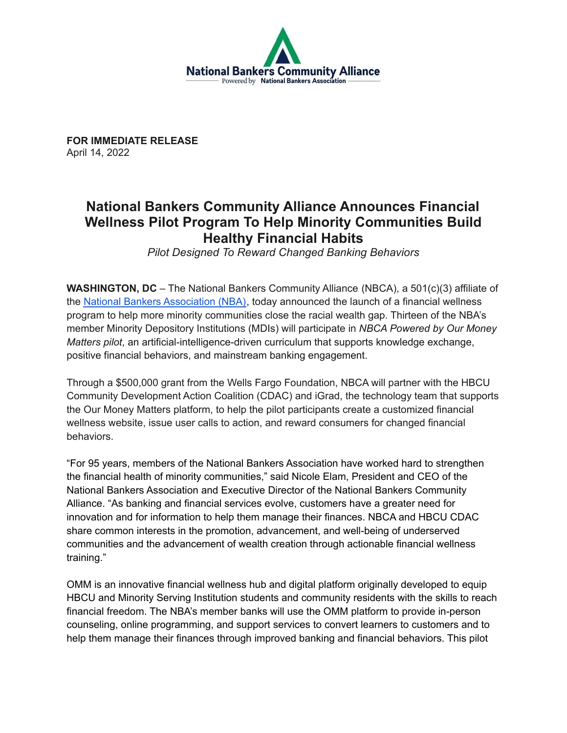National Bankers Community Alliance
Powered by National Bankers Association

**FOR IMMEDIATE RELEASE**
April 14, 2022

# National Bankers Community Alliance Announces Financial Wellness Pilot Program To Help Minority Communities Build Healthy Financial Habits

*Pilot Designed To Reward Changed Banking Behaviors*

**WASHINGTON, DC** – The National Bankers Community Alliance (NBCA), a 501(c)(3) affiliate of the National Bankers Association (NBA), today announced the launch of a financial wellness program to help more minority communities close the racial wealth gap. Thirteen of the NBA's member Minority Depository Institutions (MDIs) will participate in *NBCA Powered by Our Money Matters pilot*, an artificial-intelligence-driven curriculum that supports knowledge exchange, positive financial behaviors, and mainstream banking engagement.

Through a $500,000 grant from the Wells Fargo Foundation, NBCA will partner with the HBCU Community Development Action Coalition (CDAC) and iGrad, the technology team that supports the Our Money Matters platform, to help the pilot participants create a customized financial wellness website, issue user calls to action, and reward consumers for changed financial behaviors.

"For 95 years, members of the National Bankers Association have worked hard to strengthen the financial health of minority communities," said Nicole Elam, President and CEO of the National Bankers Association and Executive Director of the National Bankers Community Alliance. "As banking and financial services evolve, customers have a greater need for innovation and for information to help them manage their finances. NBCA and HBCU CDAC share common interests in the promotion, advancement, and well-being of underserved communities and the advancement of wealth creation through actionable financial wellness training."

OMM is an innovative financial wellness hub and digital platform originally developed to equip HBCU and Minority Serving Institution students and community residents with the skills to reach financial freedom. The NBA's member banks will use the OMM platform to provide in-person counseling, online programming, and support services to convert learners to customers and to help them manage their finances through improved banking and financial behaviors. This pilot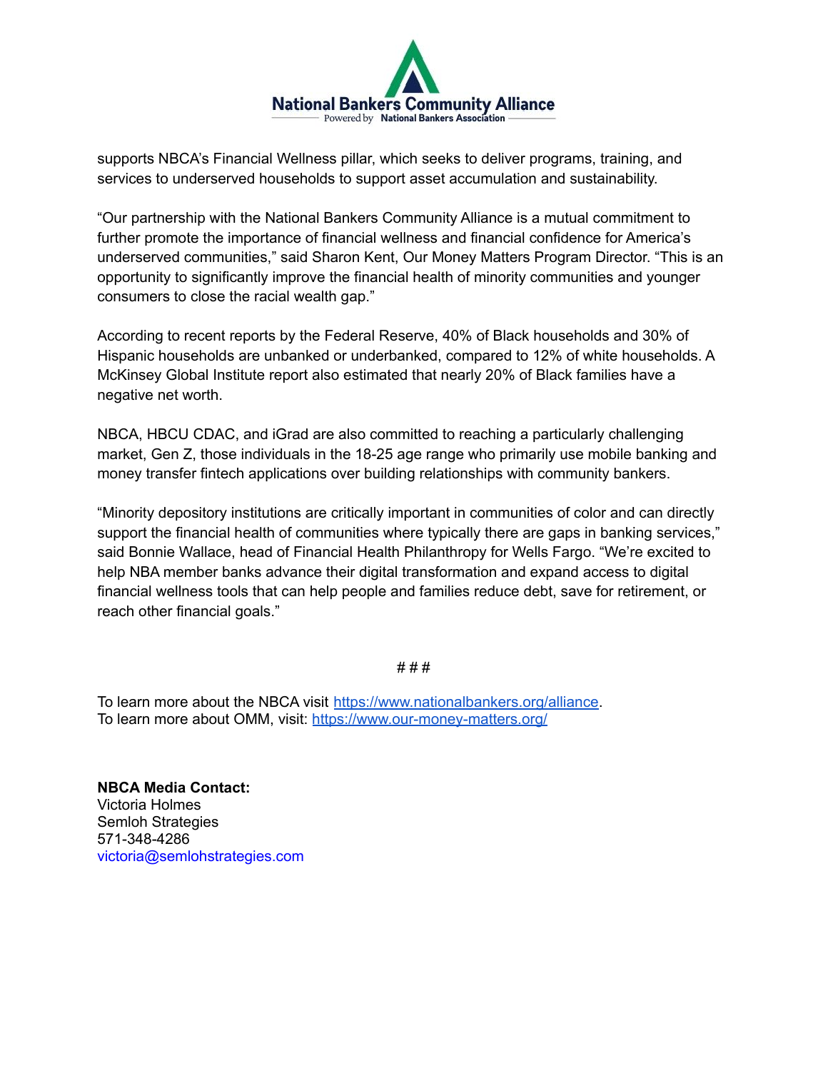supports NBCA's Financial Wellness pillar, which seeks to deliver programs, training, and services to underserved households to support asset accumulation and sustainability.

"Our partnership with the National Bankers Community Alliance is a mutual commitment to further promote the importance of financial wellness and financial confidence for America's underserved communities," said Sharon Kent, Our Money Matters Program Director. "This is an opportunity to significantly improve the financial health of minority communities and younger consumers to close the racial wealth gap."

According to recent reports by the Federal Reserve, 40% of Black households and 30% of Hispanic households are unbanked or underbanked, compared to 12% of white households. A McKinsey Global Institute report also estimated that nearly 20% of Black families have a negative net worth.

NBCA, HBCU CDAC, and iGrad are also committed to reaching a particularly challenging market, Gen Z, those individuals in the 18-25 age range who primarily use mobile banking and money transfer fintech applications over building relationships with community bankers.

"Minority depository institutions are critically important in communities of color and can directly support the financial health of communities where typically there are gaps in banking services," said Bonnie Wallace, head of Financial Health Philanthropy for Wells Fargo. "We're excited to help NBA member banks advance their digital transformation and expand access to digital financial wellness tools that can help people and families reduce debt, save for retirement, or reach other financial goals."

# # #

To learn more about the NBCA visit https://www.nationalbankers.org/alliance.
To learn more about OMM, visit: https://www.our-money-matters.org/

**NBCA Media Contact:**
Victoria Holmes
Semloh Strategies
571-348-4286
victoria@semlohstrategies.com